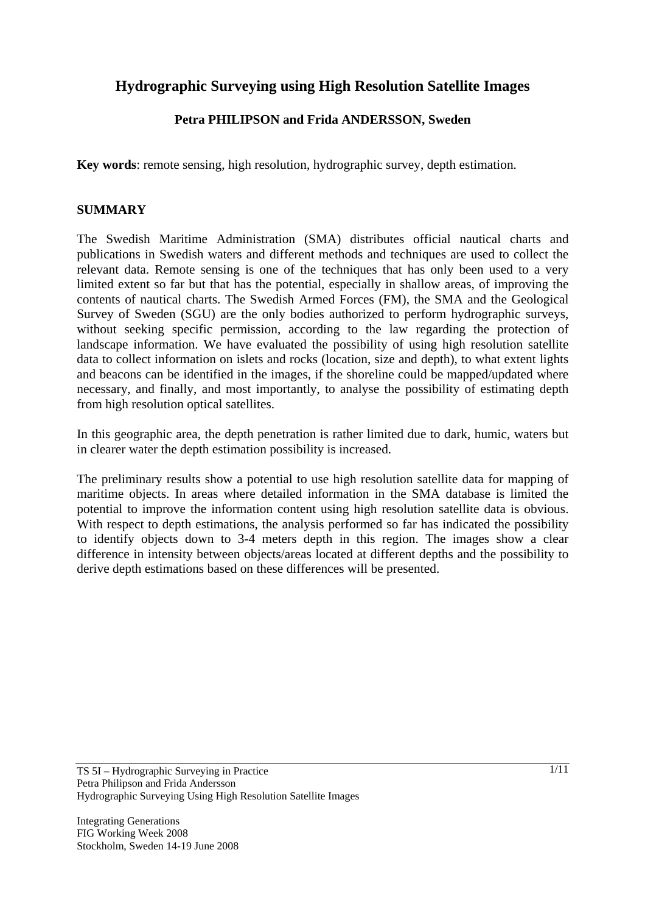# Hydrographic Surveying using High Resolution Satellite Images

**Petra PHILIPSON and Frida ANDERSSON, Sweden**

**Key words**: remote sensing, high resolution, hydrographic survey, depth estimation.

## SUMMARY

The Swedish Maritime Administration (SMA) distributes official nautical charts and publications in Swedish waters and different methods and techniques are used to collect the relevant data. Remote sensing is one of the techniques that has only been used to a very limited extent so far but that has the potential, especially in shallow areas, of improving the contents of nautical charts. The Swedish Armed Forces (FM), the SMA and the Geological Survey of Sweden (SGU) are the only bodies authorized to perform hydrographic surveys, without seeking specific permission, according to the law regarding the protection of landscape information. We have evaluated the possibility of using high resolution satellite data to collect information on islets and rocks (location, size and depth), to what extent lights and beacons can be identified in the images, if the shoreline could be mapped/updated where necessary, and finally, and most importantly, to analyse the possibility of estimating depth from high resolution optical satellites.

In this geographic area, the depth penetration is rather limited due to dark, humic, waters but in clearer water the depth estimation possibility is increased.

The preliminary results show a potential to use high resolution satellite data for mapping of maritime objects. In areas where detailed information in the SMA database is limited the potential to improve the information content using high resolution satellite data is obvious. With respect to depth estimations, the analysis performed so far has indicated the possibility to identify objects down to 3-4 meters depth in this region. The images show a clear difference in intensity between objects/areas located at different depths and the possibility to derive depth estimations based on these differences will be presented.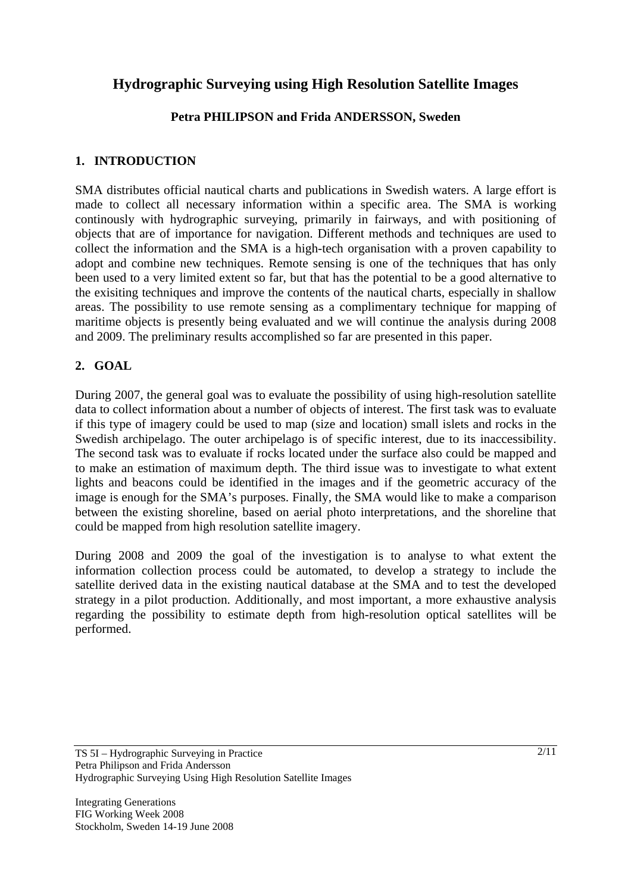# Hydrographic Surveying using High Resolution Satellite Images

**Petra PHILIPSON and Frida ANDERSSON, Sweden**

## 1. INTRODUCTION

SMA distributes official nautical charts and publications in Swedish waters. A large effort is made to collect all necessary information within a specific area. The SMA is working continously with hydrographic surveying, primarily in fairways, and with positioning of objects that are of importance for navigation. Different methods and techniques are used to collect the information and the SMA is a high-tech organisation with a proven capability to adopt and combine new techniques. Remote sensing is one of the techniques that has only been used to a very limited extent so far, but that has the potential to be a good alternative to the exisiting techniques and improve the contents of the nautical charts, especially in shallow areas. The possibility to use remote sensing as a complimentary technique for mapping of maritime objects is presently being evaluated and we will continue the analysis during 2008 and 2009. The preliminary results accomplished so far are presented in this paper.

## 2. GOAL

During 2007, the general goal was to evaluate the possibility of using high-resolution satellite data to collect information about a number of objects of interest. The first task was to evaluate if this type of imagery could be used to map (size and location) small islets and rocks in the Swedish archipelago. The outer archipelago is of specific interest, due to its inaccessibility. The second task was to evaluate if rocks located under the surface also could be mapped and to make an estimation of maximum depth. The third issue was to investigate to what extent lights and beacons could be identified in the images and if the geometric accuracy of the image is enough for the SMA's purposes. Finally, the SMA would like to make a comparison between the existing shoreline, based on aerial photo interpretations, and the shoreline that could be mapped from high resolution satellite imagery.

During 2008 and 2009 the goal of the investigation is to analyse to what extent the information collection process could be automated, to develop a strategy to include the satellite derived data in the existing nautical database at the SMA and to test the developed strategy in a pilot production. Additionally, and most important, a more exhaustive analysis regarding the possibility to estimate depth from high-resolution optical satellites will be performed.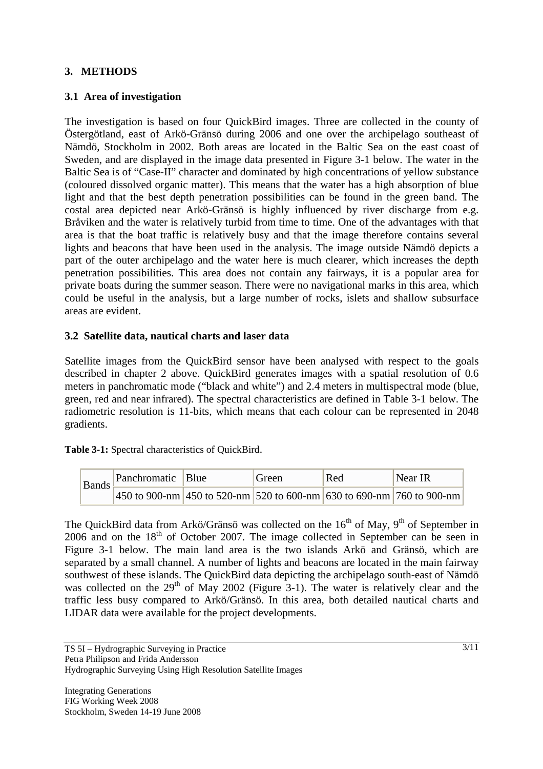## 3. METHODS

### 3.1 Area of investigation

The investigation is based on four QuickBird images. Three are collected in the county of Östergötland, east of Arkö-Gränsö during 2006 and one over the archipelago southeast of Nämdö, Stockholm in 2002. Both areas are located in the Baltic Sea on the east coast of Sweden, and are displayed in the image data presented in Figure 3-1 below. The water in the Baltic Sea is of "Case-II" character and dominated by high concentrations of yellow substance (coloured dissolved organic matter). This means that the water has a high absorption of blue light and that the best depth penetration possibilities can be found in the green band. The costal area depicted near Arkö-Gränsö is highly influenced by river discharge from e.g. Bråviken and the water is relatively turbid from time to time. One of the advantages with that area is that the boat traffic is relatively busy and that the image therefore contains several lights and beacons that have been used in the analysis. The image outside Nämdö depicts a part of the outer archipelago and the water here is much clearer, which increases the depth penetration possibilities. This area does not contain any fairways, it is a popular area for private boats during the summer season. There were no navigational marks in this area, which could be useful in the analysis, but a large number of rocks, islets and shallow subsurface areas are evident.

### 3.2 Satellite data, nautical charts and laser data

Satellite images from the QuickBird sensor have been analysed with respect to the goals described in chapter 2 above. QuickBird generates images with a spatial resolution of 0.6 meters in panchromatic mode ("black and white") and 2.4 meters in multispectral mode (blue, green, red and near infrared). The spectral characteristics are defined in Table 3-1 below. The radiometric resolution is 11-bits, which means that each colour can be represented in 2048 gradients.

**Table 3-1:** Spectral characteristics of QuickBird.

| Bands | Panchromatic | Blue | Green | Red | Near IR |
|---|---|---|---|---|---|
| | 450 to 900-nm | 450 to 520-nm | 520 to 600-nm | 630 to 690-nm | 760 to 900-nm |

The QuickBird data from Arkö/Gränsö was collected on the 16th of May, 9th of September in 2006 and on the 18th of October 2007. The image collected in September can be seen in Figure 3-1 below. The main land area is the two islands Arkö and Gränsö, which are separated by a small channel. A number of lights and beacons are located in the main fairway southwest of these islands. The QuickBird data depicting the archipelago south-east of Nämdö was collected on the 29th of May 2002 (Figure 3-1). The water is relatively clear and the traffic less busy compared to Arkö/Gränsö. In this area, both detailed nautical charts and LIDAR data were available for the project developments.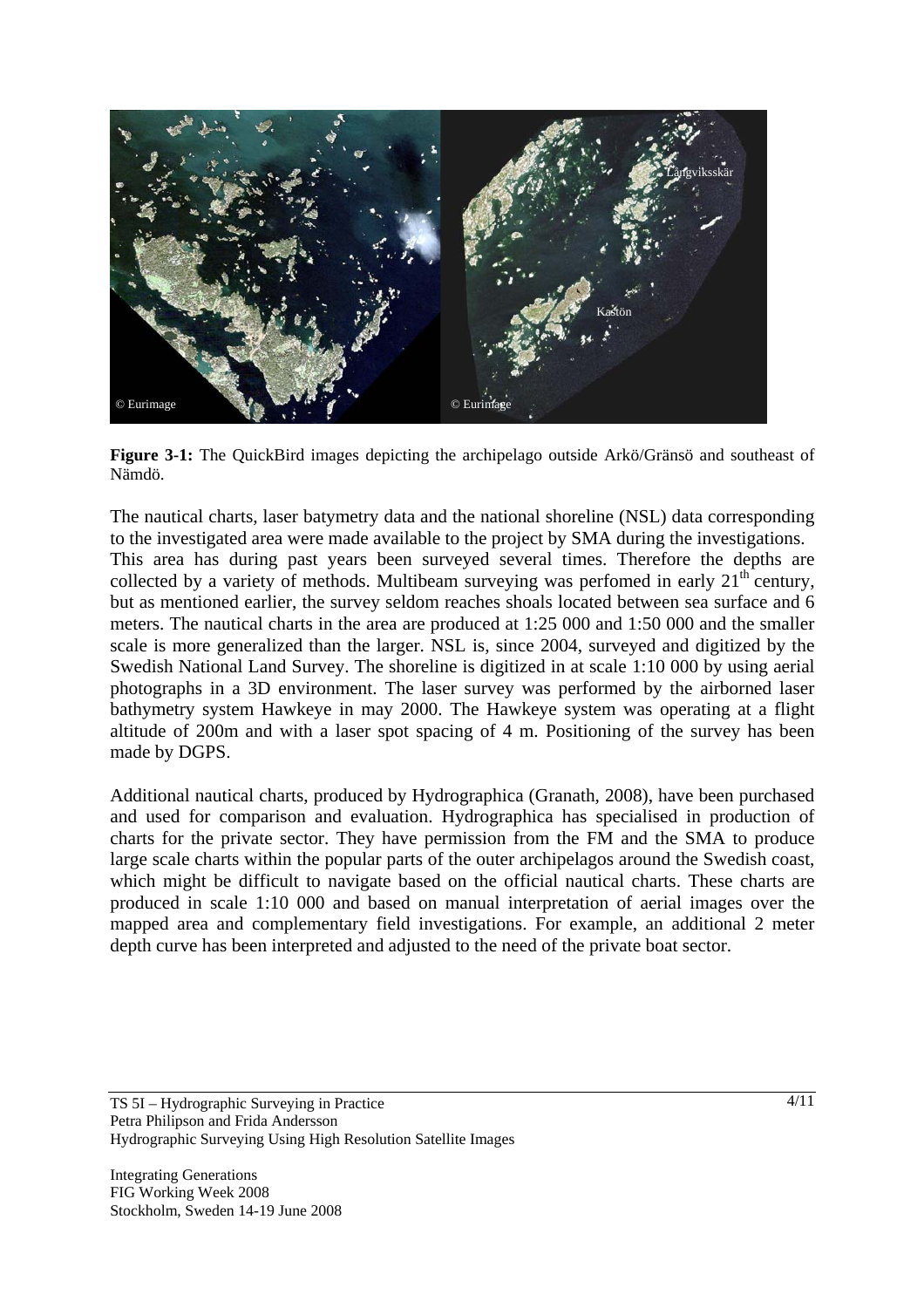**Figure 3-1:** The QuickBird images depicting the archipelago outside Arkö/Gränsö and southeast of Nämdö.

The nautical charts, laser batymetry data and the national shoreline (NSL) data corresponding to the investigated area were made available to the project by SMA during the investigations. This area has during past years been surveyed several times. Therefore the depths are collected by a variety of methods. Multibeam surveying was perfomed in early 21[th] century, but as mentioned earlier, the survey seldom reaches shoals located between sea surface and 6 meters. The nautical charts in the area are produced at 1:25 000 and 1:50 000 and the smaller scale is more generalized than the larger. NSL is, since 2004, surveyed and digitized by the Swedish National Land Survey. The shoreline is digitized in at scale 1:10 000 by using aerial photographs in a 3D environment. The laser survey was performed by the airborned laser bathymetry system Hawkeye in may 2000. The Hawkeye system was operating at a flight altitude of 200m and with a laser spot spacing of 4 m. Positioning of the survey has been made by DGPS.

Additional nautical charts, produced by Hydrographica (Granath, 2008), have been purchased and used for comparison and evaluation. Hydrographica has specialised in production of charts for the private sector. They have permission from the FM and the SMA to produce large scale charts within the popular parts of the outer archipelagos around the Swedish coast, which might be difficult to navigate based on the official nautical charts. These charts are produced in scale 1:10 000 and based on manual interpretation of aerial images over the mapped area and complementary field investigations. For example, an additional 2 meter depth curve has been interpreted and adjusted to the need of the private boat sector.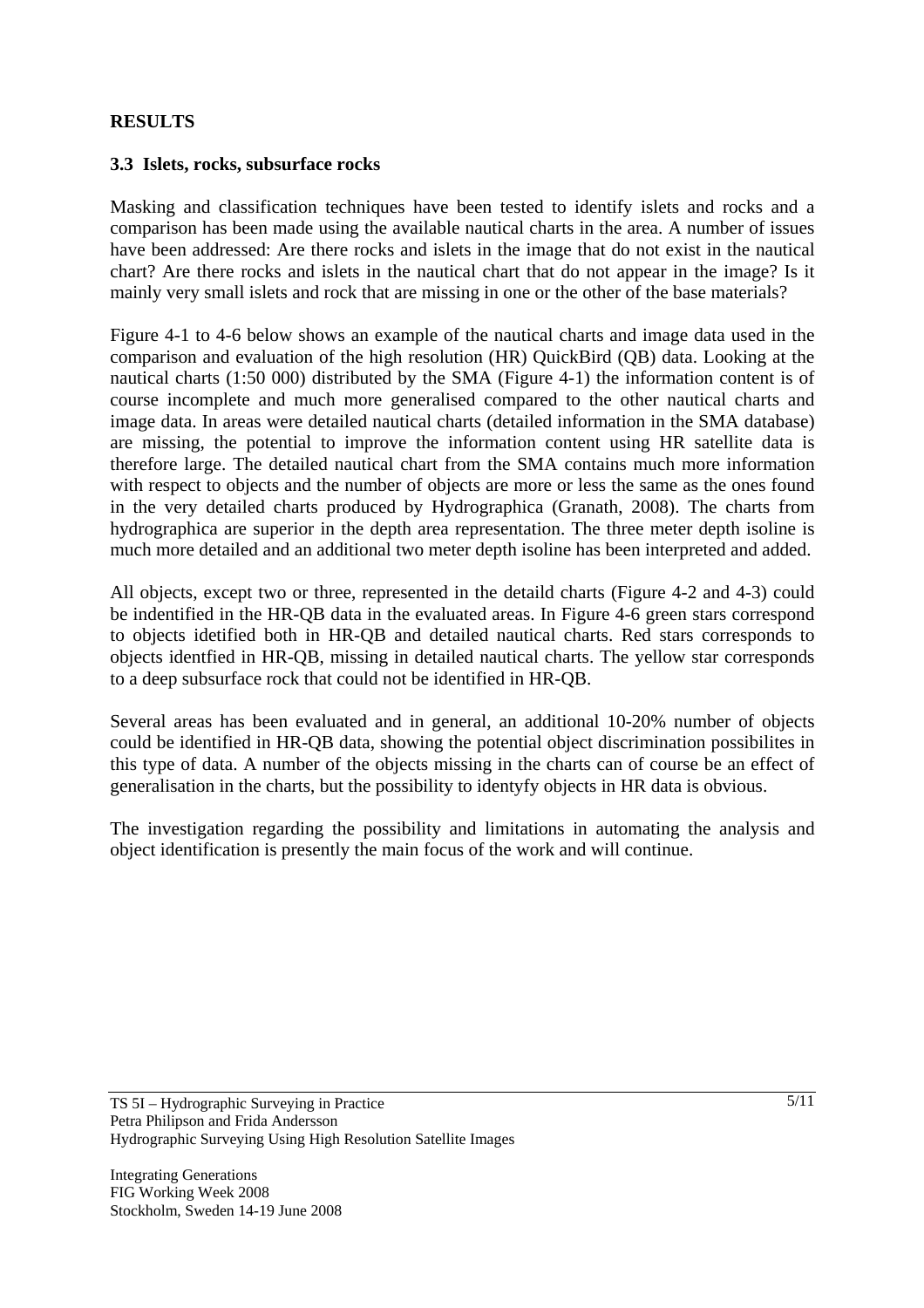**RESULTS**

**3.3 Islets, rocks, subsurface rocks**

Masking and classification techniques have been tested to identify islets and rocks and a comparison has been made using the available nautical charts in the area. A number of issues have been addressed: Are there rocks and islets in the image that do not exist in the nautical chart? Are there rocks and islets in the nautical chart that do not appear in the image? Is it mainly very small islets and rock that are missing in one or the other of the base materials?

Figure 4-1 to 4-6 below shows an example of the nautical charts and image data used in the comparison and evaluation of the high resolution (HR) QuickBird (QB) data. Looking at the nautical charts (1:50 000) distributed by the SMA (Figure 4-1) the information content is of course incomplete and much more generalised compared to the other nautical charts and image data. In areas were detailed nautical charts (detailed information in the SMA database) are missing, the potential to improve the information content using HR satellite data is therefore large. The detailed nautical chart from the SMA contains much more information with respect to objects and the number of objects are more or less the same as the ones found in the very detailed charts produced by Hydrographica (Granath, 2008). The charts from hydrographica are superior in the depth area representation. The three meter depth isoline is much more detailed and an additional two meter depth isoline has been interpreted and added.

All objects, except two or three, represented in the detaild charts (Figure 4-2 and 4-3) could be indentified in the HR-QB data in the evaluated areas. In Figure 4-6 green stars correspond to objects idetified both in HR-QB and detailed nautical charts. Red stars corresponds to objects identfied in HR-QB, missing in detailed nautical charts. The yellow star corresponds to a deep subsurface rock that could not be identified in HR-QB.

Several areas has been evaluated and in general, an additional 10-20% number of objects could be identified in HR-QB data, showing the potential object discrimination possibilites in this type of data. A number of the objects missing in the charts can of course be an effect of generalisation in the charts, but the possibility to identyfy objects in HR data is obvious.

The investigation regarding the possibility and limitations in automating the analysis and object identification is presently the main focus of the work and will continue.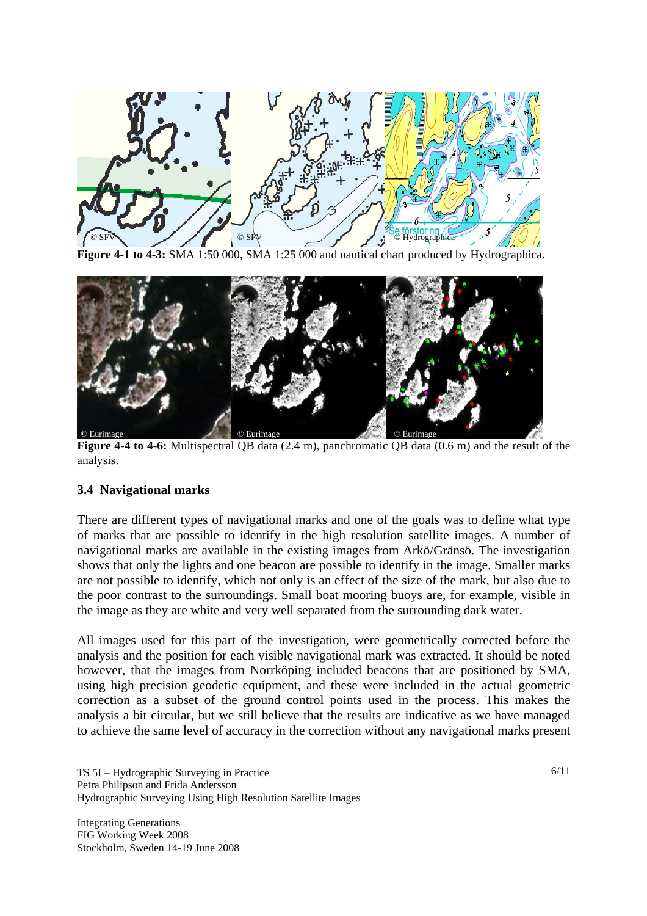**Figure 4-1 to 4-3:** SMA 1:50 000, SMA 1:25 000 and nautical chart produced by Hydrographica.

**Figure 4-4 to 4-6:** Multispectral QB data (2.4 m), panchromatic QB data (0.6 m) and the result of the analysis.

### 3.4 Navigational marks

There are different types of navigational marks and one of the goals was to define what type of marks that are possible to identify in the high resolution satellite images. A number of navigational marks are available in the existing images from Arkö/Gränsö. The investigation shows that only the lights and one beacon are possible to identify in the image. Smaller marks are not possible to identify, which not only is an effect of the size of the mark, but also due to the poor contrast to the surroundings. Small boat mooring buoys are, for example, visible in the image as they are white and very well separated from the surrounding dark water.

All images used for this part of the investigation, were geometrically corrected before the analysis and the position for each visible navigational mark was extracted. It should be noted however, that the images from Norrköping included beacons that are positioned by SMA, using high precision geodetic equipment, and these were included in the actual geometric correction as a subset of the ground control points used in the process. This makes the analysis a bit circular, but we still believe that the results are indicative as we have managed to achieve the same level of accuracy in the correction without any navigational marks present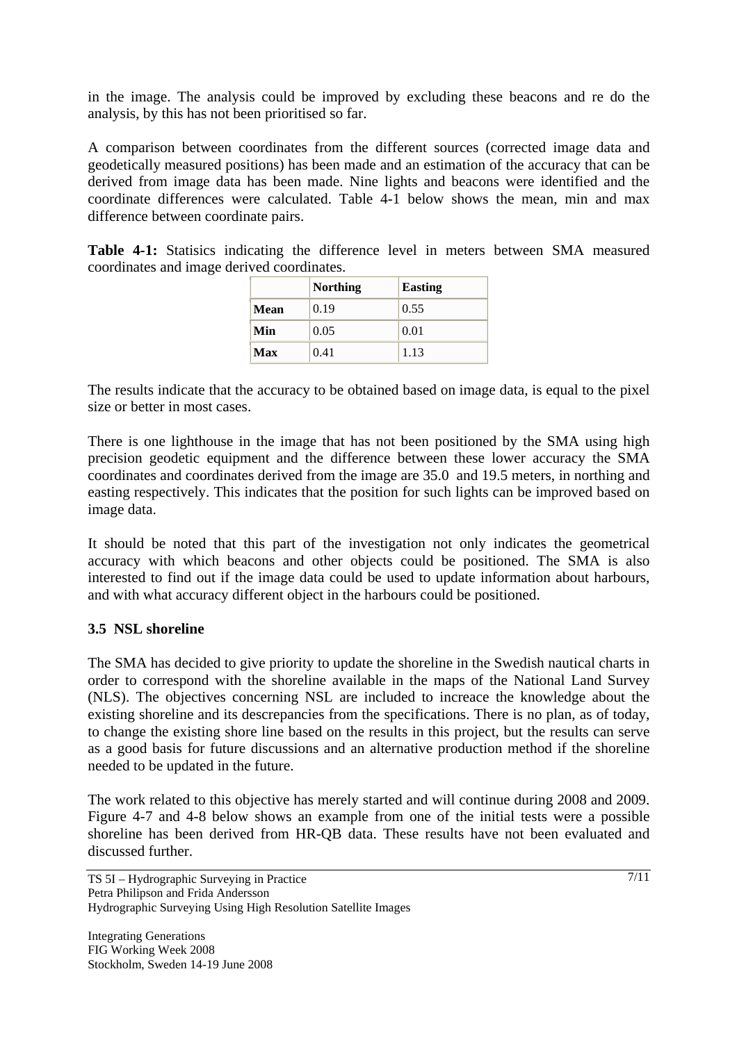in the image. The analysis could be improved by excluding these beacons and re do the analysis, by this has not been prioritised so far.

A comparison between coordinates from the different sources (corrected image data and geodetically measured positions) has been made and an estimation of the accuracy that can be derived from image data has been made. Nine lights and beacons were identified and the coordinate differences were calculated. Table 4-1 below shows the mean, min and max difference between coordinate pairs.

**Table 4-1:** Statisics indicating the difference level in meters between SMA measured coordinates and image derived coordinates.

| | **Northing** | **Easting** |
|---|---|---|
| **Mean** | 0.19 | 0.55 |
| **Min** | 0.05 | 0.01 |
| **Max** | 0.41 | 1.13 |

The results indicate that the accuracy to be obtained based on image data, is equal to the pixel size or better in most cases.

There is one lighthouse in the image that has not been positioned by the SMA using high precision geodetic equipment and the difference between these lower accuracy the SMA coordinates and coordinates derived from the image are 35.0 and 19.5 meters, in northing and easting respectively. This indicates that the position for such lights can be improved based on image data.

It should be noted that this part of the investigation not only indicates the geometrical accuracy with which beacons and other objects could be positioned. The SMA is also interested to find out if the image data could be used to update information about harbours, and with what accuracy different object in the harbours could be positioned.

### 3.5 NSL shoreline

The SMA has decided to give priority to update the shoreline in the Swedish nautical charts in order to correspond with the shoreline available in the maps of the National Land Survey (NLS). The objectives concerning NSL are included to increace the knowledge about the existing shoreline and its descrepancies from the specifications. There is no plan, as of today, to change the existing shore line based on the results in this project, but the results can serve as a good basis for future discussions and an alternative production method if the shoreline needed to be updated in the future.

The work related to this objective has merely started and will continue during 2008 and 2009. Figure 4-7 and 4-8 below shows an example from one of the initial tests were a possible shoreline has been derived from HR-QB data. These results have not been evaluated and discussed further.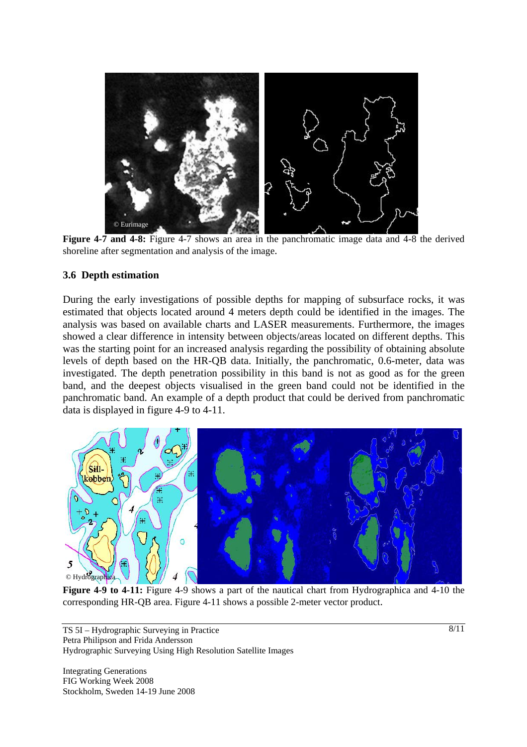**Figure 4-7 and 4-8:** Figure 4-7 shows an area in the panchromatic image data and 4-8 the derived shoreline after segmentation and analysis of the image.

### 3.6 Depth estimation

During the early investigations of possible depths for mapping of subsurface rocks, it was estimated that objects located around 4 meters depth could be identified in the images. The analysis was based on available charts and LASER measurements. Furthermore, the images showed a clear difference in intensity between objects/areas located on different depths. This was the starting point for an increased analysis regarding the possibility of obtaining absolute levels of depth based on the HR-QB data. Initially, the panchromatic, 0.6-meter, data was investigated. The depth penetration possibility in this band is not as good as for the green band, and the deepest objects visualised in the green band could not be identified in the panchromatic band. An example of a depth product that could be derived from panchromatic data is displayed in figure 4-9 to 4-11.

**Figure 4-9 to 4-11:** Figure 4-9 shows a part of the nautical chart from Hydrographica and 4-10 the corresponding HR-QB area. Figure 4-11 shows a possible 2-meter vector product.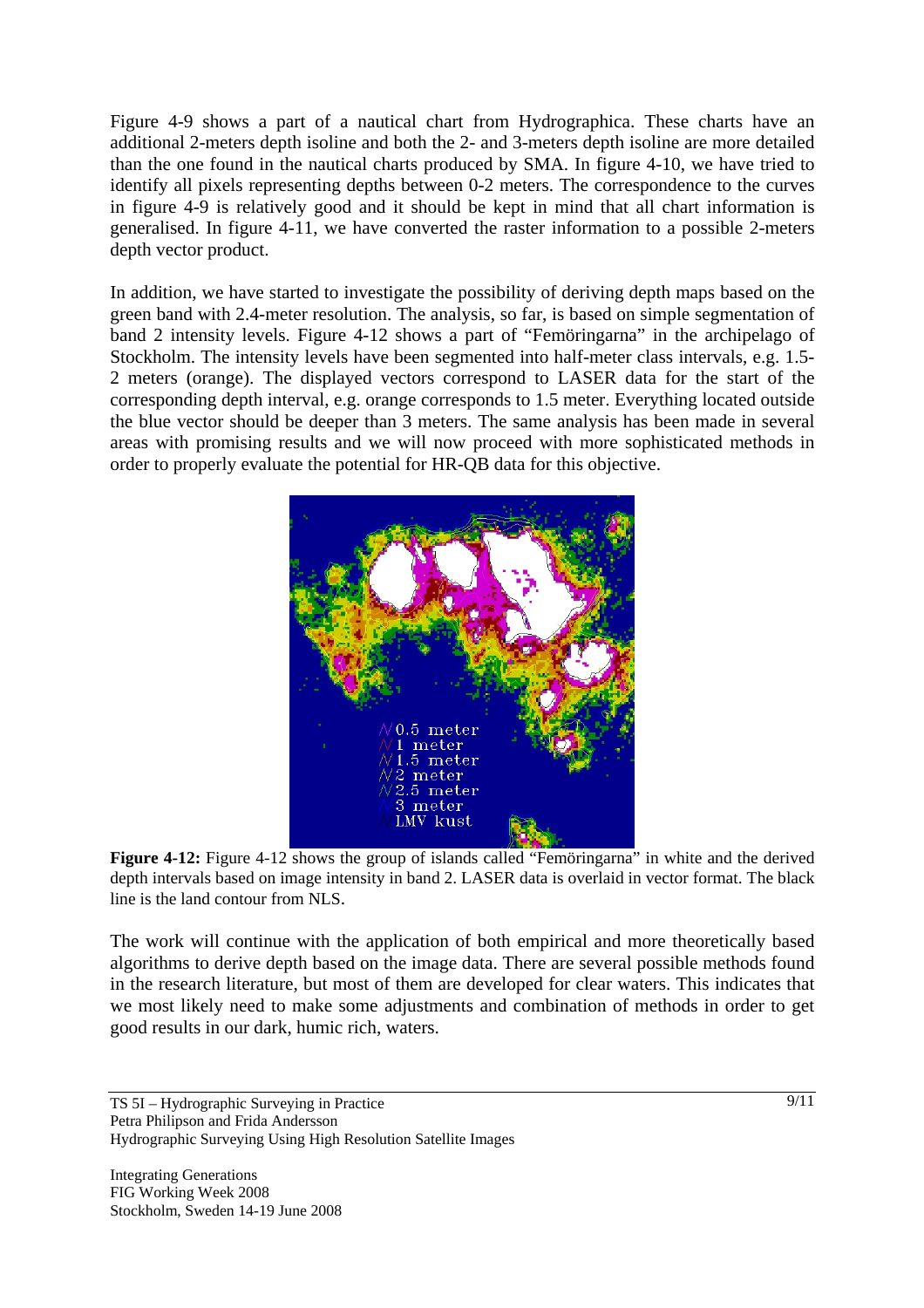Figure 4-9 shows a part of a nautical chart from Hydrographica. These charts have an additional 2-meters depth isoline and both the 2- and 3-meters depth isoline are more detailed than the one found in the nautical charts produced by SMA. In figure 4-10, we have tried to identify all pixels representing depths between 0-2 meters. The correspondence to the curves in figure 4-9 is relatively good and it should be kept in mind that all chart information is generalised. In figure 4-11, we have converted the raster information to a possible 2-meters depth vector product.

In addition, we have started to investigate the possibility of deriving depth maps based on the green band with 2.4-meter resolution. The analysis, so far, is based on simple segmentation of band 2 intensity levels. Figure 4-12 shows a part of "Femöringarna" in the archipelago of Stockholm. The intensity levels have been segmented into half-meter class intervals, e.g. 1.5-2 meters (orange). The displayed vectors correspond to LASER data for the start of the corresponding depth interval, e.g. orange corresponds to 1.5 meter. Everything located outside the blue vector should be deeper than 3 meters. The same analysis has been made in several areas with promising results and we will now proceed with more sophisticated methods in order to properly evaluate the potential for HR-QB data for this objective.

**Figure 4-12:** Figure 4-12 shows the group of islands called "Femöringarna" in white and the derived depth intervals based on image intensity in band 2. LASER data is overlaid in vector format. The black line is the land contour from NLS.

The work will continue with the application of both empirical and more theoretically based algorithms to derive depth based on the image data. There are several possible methods found in the research literature, but most of them are developed for clear waters. This indicates that we most likely need to make some adjustments and combination of methods in order to get good results in our dark, humic rich, waters.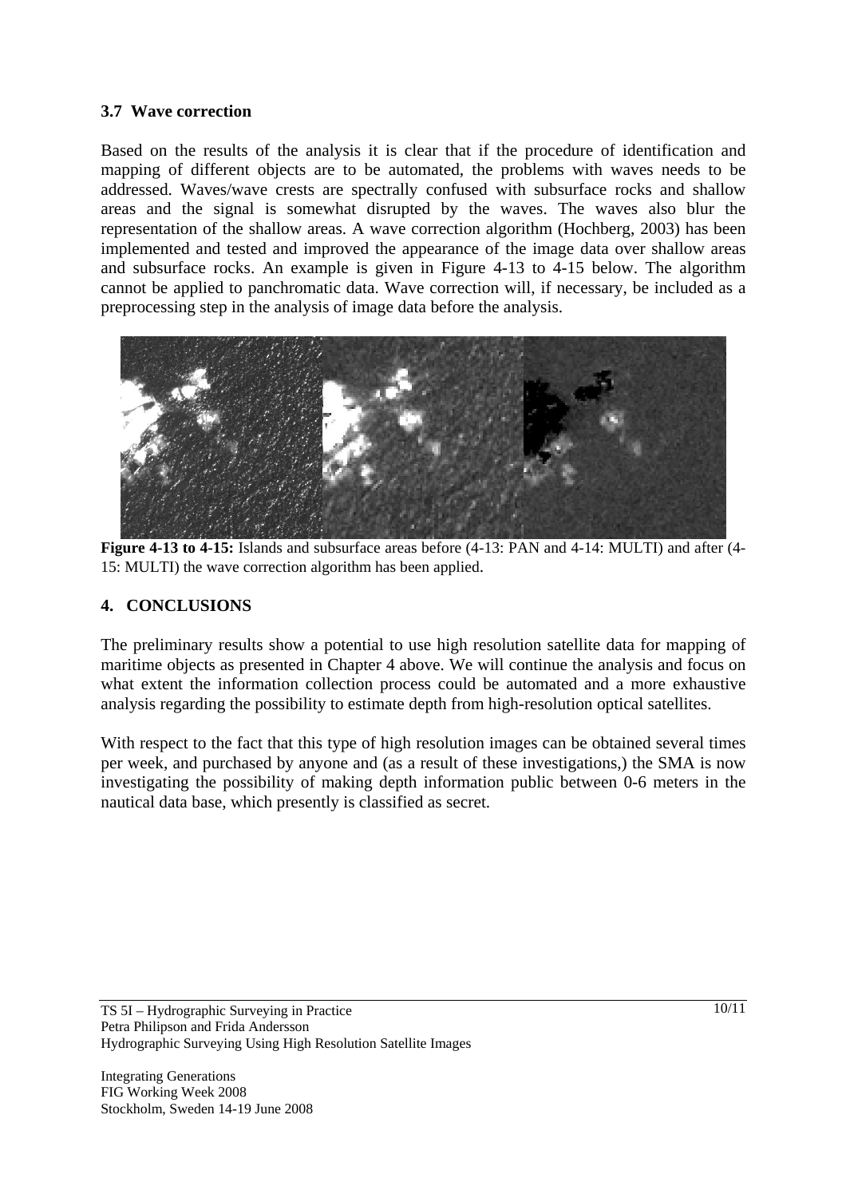### 3.7 Wave correction

Based on the results of the analysis it is clear that if the procedure of identification and mapping of different objects are to be automated, the problems with waves needs to be addressed. Waves/wave crests are spectrally confused with subsurface rocks and shallow areas and the signal is somewhat disrupted by the waves. The waves also blur the representation of the shallow areas. A wave correction algorithm (Hochberg, 2003) has been implemented and tested and improved the appearance of the image data over shallow areas and subsurface rocks. An example is given in Figure 4-13 to 4-15 below. The algorithm cannot be applied to panchromatic data. Wave correction will, if necessary, be included as a preprocessing step in the analysis of image data before the analysis.

**Figure 4-13 to 4-15:** Islands and subsurface areas before (4-13: PAN and 4-14: MULTI) and after (4-15: MULTI) the wave correction algorithm has been applied.

## 4. CONCLUSIONS

The preliminary results show a potential to use high resolution satellite data for mapping of maritime objects as presented in Chapter 4 above. We will continue the analysis and focus on what extent the information collection process could be automated and a more exhaustive analysis regarding the possibility to estimate depth from high-resolution optical satellites.

With respect to the fact that this type of high resolution images can be obtained several times per week, and purchased by anyone and (as a result of these investigations,) the SMA is now investigating the possibility of making depth information public between 0-6 meters in the nautical data base, which presently is classified as secret.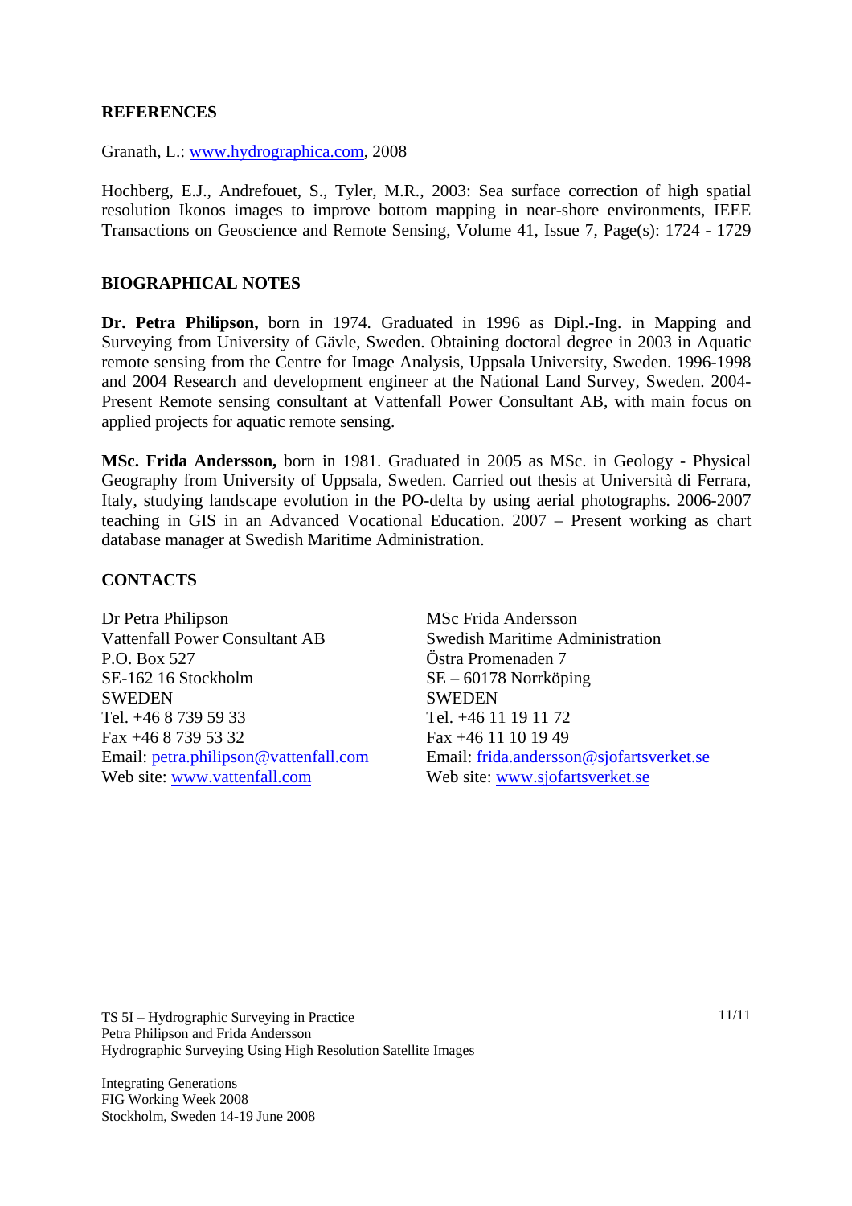## REFERENCES

Granath, L.: www.hydrographica.com, 2008

Hochberg, E.J., Andrefouet, S., Tyler, M.R., 2003: Sea surface correction of high spatial resolution Ikonos images to improve bottom mapping in near-shore environments, IEEE Transactions on Geoscience and Remote Sensing, Volume 41, Issue 7, Page(s): 1724 - 1729

## BIOGRAPHICAL NOTES

**Dr. Petra Philipson,** born in 1974. Graduated in 1996 as Dipl.-Ing. in Mapping and Surveying from University of Gävle, Sweden. Obtaining doctoral degree in 2003 in Aquatic remote sensing from the Centre for Image Analysis, Uppsala University, Sweden. 1996-1998 and 2004 Research and development engineer at the National Land Survey, Sweden. 2004-Present Remote sensing consultant at Vattenfall Power Consultant AB, with main focus on applied projects for aquatic remote sensing.

**MSc. Frida Andersson,** born in 1981. Graduated in 2005 as MSc. in Geology - Physical Geography from University of Uppsala, Sweden. Carried out thesis at Università di Ferrara, Italy, studying landscape evolution in the PO-delta by using aerial photographs. 2006-2007 teaching in GIS in an Advanced Vocational Education. 2007 – Present working as chart database manager at Swedish Maritime Administration.

## CONTACTS

Dr Petra Philipson
Vattenfall Power Consultant AB
P.O. Box 527
SE-162 16 Stockholm
SWEDEN
Tel. +46 8 739 59 33
Fax +46 8 739 53 32
Email: petra.philipson@vattenfall.com
Web site: www.vattenfall.com

MSc Frida Andersson
Swedish Maritime Administration
Östra Promenaden 7
SE – 60178 Norrköping
SWEDEN
Tel. +46 11 19 11 72
Fax +46 11 10 19 49
Email: frida.andersson@sjofartsverket.se
Web site: www.sjofartsverket.se